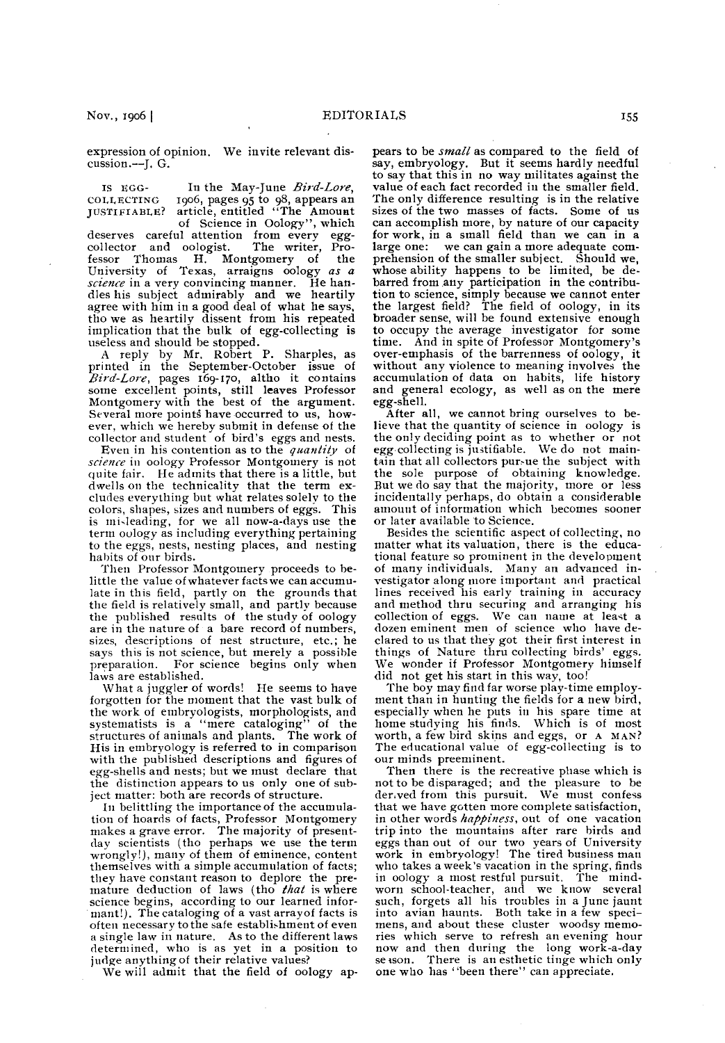expression of opinion. We invite relevant discussion.—J. G.

**IS EGG-COLLECTING JUSTIFIABLE?** In the May-June *Bird-Lore*, 1906, pages 95 to 98, appears an article, entitled "The Amount of Science in Oology", which deserves careful attention from every egg-collector and oologist. The writer, Professor Thomas H. Montgomery of the University of Texas, arraigns oology *as a science* in a very convincing manner. He handles his subject admirably and we heartily agree with him in a good deal of what he says, tho we as heartily dissent from his repeated implication that the bulk of egg-collecting is useless and should be stopped.

A reply by Mr. Robert P. Sharples, as printed in the September-October issue of *Bird-Lore*, pages 169-170, altho it contains some excellent points, still leaves Professor Montgomery with the best of the argument. Several more points have occurred to us, however, which we hereby submit in defense of the collector and student of bird's eggs and nests.

Even in his contention as to the *quantity* of *science* in oology Professor Montgomery is not quite fair. He admits that there is a little, but dwells on the technicality that the term excludes everything but what relates solely to the colors, shapes, sizes and numbers of eggs. This is misleading, for we all now-a-days use the term oology as including everything pertaining to the eggs, nests, nesting places, and nesting habits of our birds.

Then Professor Montgomery proceeds to belittle the value of whatever facts we can accumulate in this field, partly on the grounds that the field is relatively small, and partly because the published results of the study of oology are in the nature of a bare record of numbers, sizes, descriptions of nest structure, etc.; he says this is not science, but merely a possible preparation. For science begins only when laws are established.

What a juggler of words! He seems to have forgotten for the moment that the vast bulk of the work of embryologists, morphologists, and systematists is a "mere cataloging" of the structures of animals and plants. The work of His in embryology is referred to in comparison with the published descriptions and figures of egg-shells and nests; but we must declare that the distinction appears to us only one of subject matter: both are records of structure.

In belittling the importance of the accumulation of hoards of facts, Professor Montgomery makes a grave error. The majority of present-day scientists (tho perhaps we use the term wrongly!), many of them of eminence, content themselves with a simple accumulation of facts; they have constant reason to deplore the premature deduction of laws (tho *that* is where science begins, according to our learned informant!). The cataloging of a vast array of facts is often necessary to the safe establishment of even a single law in nature. As to the different laws determined, who is as yet in a position to judge anything of their relative values?

We will admit that the field of oology appears to be *small* as compared to the field of say, embryology. But it seems hardly needful to say that this in no way militates against the value of each fact recorded in the smaller field. The only difference resulting is in the relative sizes of the two masses of facts. Some of us can accomplish more, by nature of our capacity for work, in a small field than we can in a large one: we can gain a more adequate comprehension of the smaller subject. Should we, whose ability happens to be limited, be debarred from any participation in the contribution to science, simply because we cannot enter the largest field? The field of oology, in its broader sense, will be found extensive enough to occupy the average investigator for some time. And in spite of Professor Montgomery's over-emphasis of the barrenness of oology, it without any violence to meaning involves the accumulation of data on habits, life history and general ecology, as well as on the mere egg-shell.

After all, we cannot bring ourselves to believe that the quantity of science in oology is the only deciding point as to whether or not egg-collecting is justifiable. We do not maintain that all collectors pursue the subject with the sole purpose of obtaining knowledge. But we do say that the majority, more or less incidentally perhaps, do obtain a considerable amount of information which becomes sooner or later available to Science.

Besides the scientific aspect of collecting, no matter what its valuation, there is the educational feature so prominent in the development of many individuals. Many an advanced investigator along more important and practical lines received his early training in accuracy and method thru securing and arranging his collection of eggs. We can name at least a dozen eminent men of science who have declared to us that they got their first interest in things of Nature thru collecting birds' eggs. We wonder if Professor Montgomery himself did not get his start in this way, too!

The boy may find far worse play-time employment than in hunting the fields for a new bird, especially when he puts in his spare time at home studying his finds. Which is of most worth, a few bird skins and eggs, or A MAN? The educational value of egg-collecting is to our minds preeminent.

Then there is the recreative phase which is not to be disparaged; and the pleasure to be derived from this pursuit. We must confess that we have gotten more complete satisfaction, in other words *happiness*, out of one vacation trip into the mountains after rare birds and eggs than out of our two years of University work in embryology! The tired business man who takes a week's vacation in the spring, finds in oology a most restful pursuit. The mind-worn school-teacher, and we know several such, forgets all his troubles in a June jaunt into avian haunts. Both take in a few specimens, and about these cluster woodsy memories which serve to refresh an evening hour now and then during the long work-a-day season. There is an esthetic tinge which only one who has "been there" can appreciate.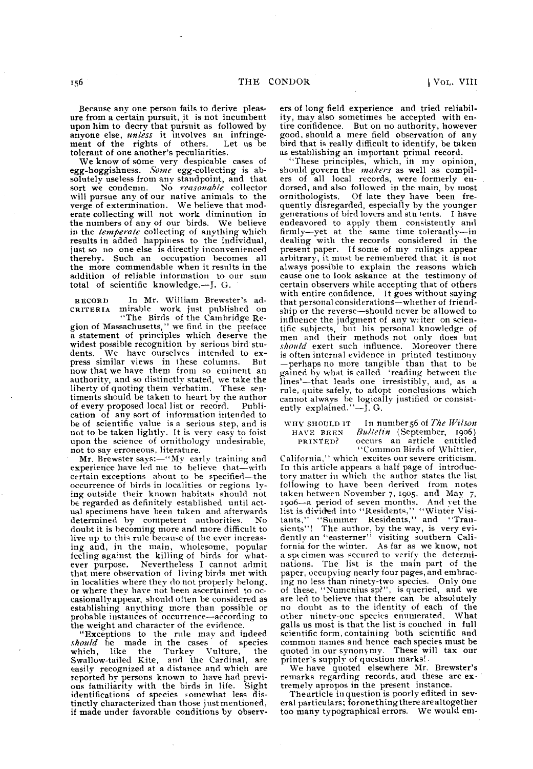Because any one person fails to derive pleasure from a certain pursuit, it is not incumbent upon him to decry that pursuit as followed by anyone else, *unless* it involves an infringement of the rights of others. Let us be tolerant of one another's peculiarities.

We know of some very despicable cases of egg-hoggishness. *Some* egg-collecting is absolutely useless from any standpoint, and that sort we condemn. No *reasonable* collector will pursue any of our native animals to the verge of extermination. We believe that moderate collecting will not work diminution in the numbers of any of our birds. We believe in the *temperate* collecting of anything which results in added happiness to the individual, just so no one else is directly inconvenienced thereby. Such an occupation becomes all the more commendable when it results in the addition of reliable information to our sum total of scientific knowledge.—J. G.

RECORD CRITERIA In Mr. William Brewster's admirable work just published on "The Birds of the Cambridge Region of Massachusetts," we find in the preface a statement of principles which deserve the widest possible recognition by serious bird students. We have ourselves intended to express similar views in these columns. But now that we have them from so eminent an authority, and so distinctly stated, we take the liberty of quoting them verbatim. These sentiments should be taken to heart by the author of every proposed local list or record. Publication of any sort of information intended to be of scientific value is a serious step, and is not to be taken lightly. It is very easy to foist upon the science of ornithology undesirable, not to say erroneous, literature.

Mr. Brewster says:—"My early training and experience have led me to believe that—with certain exceptions about to be specified—the occurrence of birds in localities or regions lying outside their known habitats should not be regarded as definitely established until actual specimens have been taken and afterwards determined by competent authorities. No doubt it is becoming more and more difficult to live up to this rule because of the ever increasing and, in the main, wholesome, popular feeling against the killing of birds for whatever purpose. Nevertheless I cannot admit that mere observation of living birds met with in localities where they do not properly belong, or where they have not been ascertained to occasionally appear, should often be considered as establishing anything more than possible or probable instances of occurrence—according to the weight and character of the evidence.

"Exceptions to the rule may and indeed *should* be made in the cases of species which, like the Turkey Vulture, the Swallow-tailed Kite, and the Cardinal, are easily recognized at a distance and which are reported by persons known to have had previous familiarity with the birds in life. Sight identifications of species somewhat less distinctly characterized than those just mentioned, if made under favorable conditions by observers of long field experience and tried reliability, may also sometimes be accepted with entire confidence. But on no authority, however good, should a mere field observation of any bird that is really difficult to identify, be taken as establishing an important primal record.

"These principles, which, in my opinion, should govern the *makers* as well as compilers of all local records, were formerly endorsed, and also followed in the main, by most ornithologists. Of late they have been frequently disregarded, especially by the younger generations of bird lovers and students. I have endeavored to apply them consistently and firmly—yet at the same time tolerantly—in dealing with the records considered in the present paper. If some of my rulings appear arbitrary, it must be remembered that it is not always possible to explain the reasons which cause one to look askance at the testimony of certain observers while accepting that of others with entire confidence. It goes without saying that personal considerations—whether of friendship or the reverse—should never be allowed to influence the judgment of any writer on scientific subjects, but his personal knowledge of men and their methods not only does but *should* exert such influence. Moreover there is often internal evidence in printed testimony—perhaps no more tangible than that to be gained by what is called 'reading between the lines'—that leads one irresistibly, and, as a rule, quite safely, to adopt conclusions which cannot always be logically justified or consistently explained."—J. G.

WHY SHOULD IT HAVE BEEN PRINTED? In number 56 of *The Wilson Bulletin* (September, 1906) occurs an article entitled "Common Birds of Whittier, California," which excites our severe criticism. In this article appears a half page of introductory matter in which the author states the list following to have been derived from notes taken between November 7, 1905, and May 7, 1906—a period of seven months. And yet the list is divided into "Residents," "Winter Visitants," "Summer Residents," and "Transients"! The author, by the way, is very evidently an "easterner" visiting southern California for the winter. As far as we know, not a specimen was secured to verify the determinations. The list is the main part of the paper, occupying nearly four pages, and embracing no less than ninety-two species. Only one of these, "Numenius sp?", is queried, and we are led to believe that there can be absolutely no doubt as to the identity of each of the other ninety-one species enumerated. What galls us most is that the list is couched in full scientific form, containing both scientific and common names and hence each species must be quoted in our synonymy. These will tax our printer's supply of question marks!

We have quoted elsewhere Mr. Brewster's remarks regarding records, and these are extremely apropos in the present instance.

The article in question is poorly edited in several particulars; for one thing there are altogether too many typographical errors. We would em-